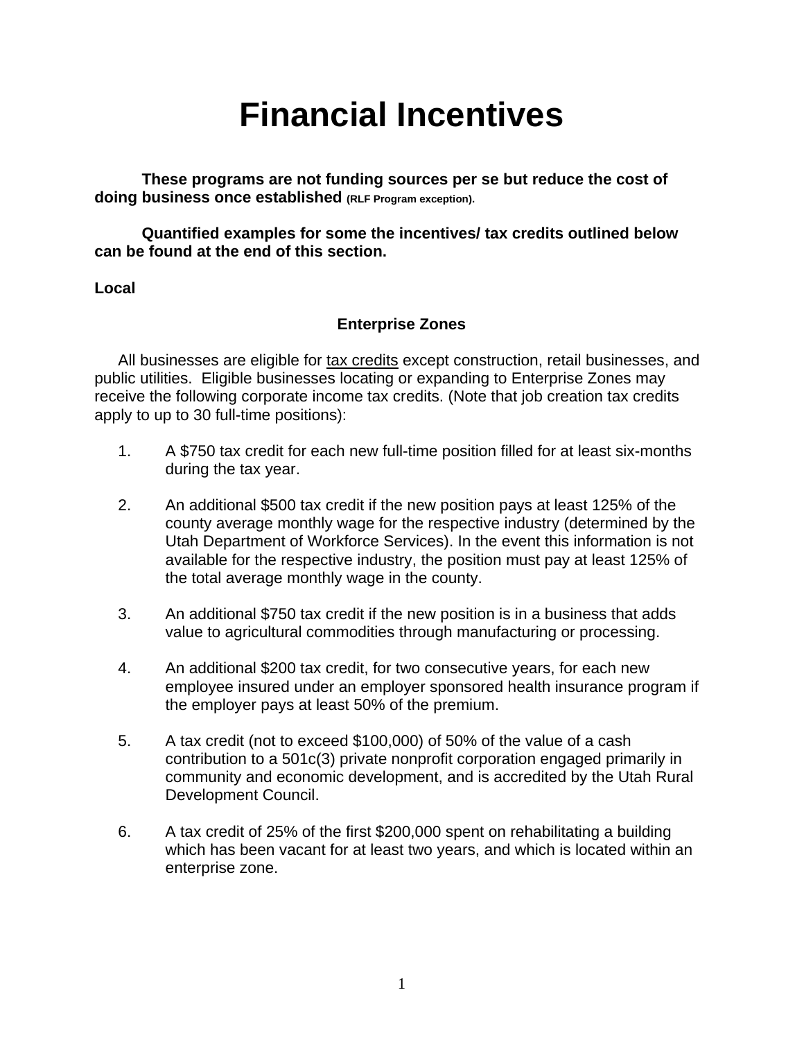# Financial Incentives

**These programs are not funding sources per se but reduce the cost of doing business once established (RLF Program exception).**

**Quantified examples for some the incentives/ tax credits outlined below can be found at the end of this section.**

**Local**

### Enterprise Zones

All businesses are eligible for tax credits except construction, retail businesses, and public utilities. Eligible businesses locating or expanding to Enterprise Zones may receive the following corporate income tax credits. (Note that job creation tax credits apply to up to 30 full-time positions):

1. A $750 tax credit for each new full-time position filled for at least six-months during the tax year.

2. An additional $500 tax credit if the new position pays at least 125% of the county average monthly wage for the respective industry (determined by the Utah Department of Workforce Services). In the event this information is not available for the respective industry, the position must pay at least 125% of the total average monthly wage in the county.

3. An additional $750 tax credit if the new position is in a business that adds value to agricultural commodities through manufacturing or processing.

4. An additional $200 tax credit, for two consecutive years, for each new employee insured under an employer sponsored health insurance program if the employer pays at least 50% of the premium.

5. A tax credit (not to exceed $100,000) of 50% of the value of a cash contribution to a 501c(3) private nonprofit corporation engaged primarily in community and economic development, and is accredited by the Utah Rural Development Council.

6. A tax credit of 25% of the first $200,000 spent on rehabilitating a building which has been vacant for at least two years, and which is located within an enterprise zone.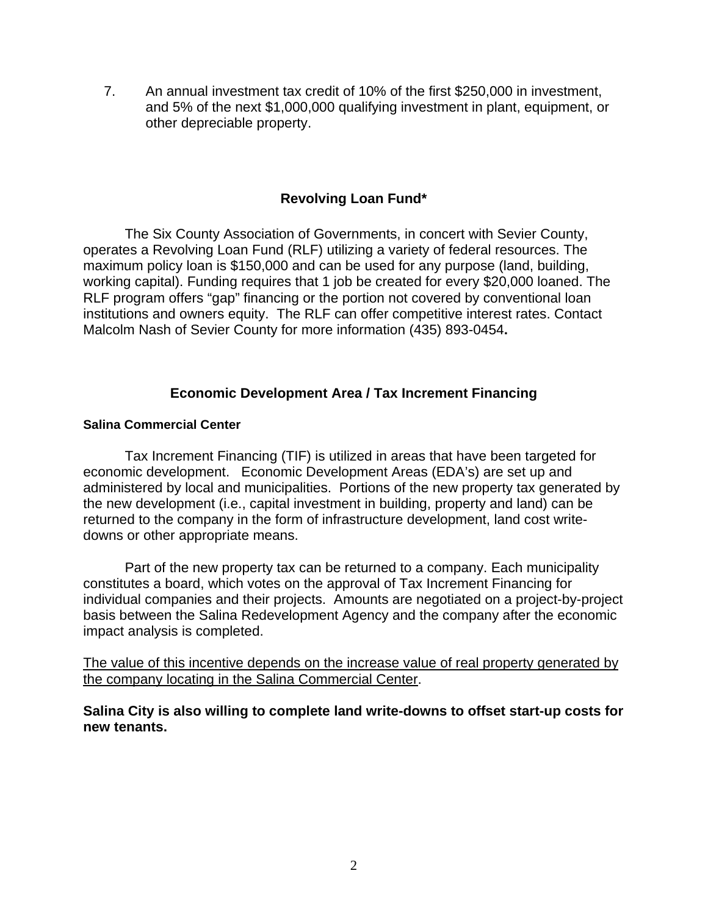7. An annual investment tax credit of 10% of the first $250,000 in investment, and 5% of the next $1,000,000 qualifying investment in plant, equipment, or other depreciable property.

## Revolving Loan Fund*

The Six County Association of Governments, in concert with Sevier County, operates a Revolving Loan Fund (RLF) utilizing a variety of federal resources. The maximum policy loan is $150,000 and can be used for any purpose (land, building, working capital). Funding requires that 1 job be created for every $20,000 loaned. The RLF program offers "gap" financing or the portion not covered by conventional loan institutions and owners equity. The RLF can offer competitive interest rates. Contact Malcolm Nash of Sevier County for more information (435) 893-0454**.**

## Economic Development Area / Tax Increment Financing

### Salina Commercial Center

Tax Increment Financing (TIF) is utilized in areas that have been targeted for economic development. Economic Development Areas (EDA's) are set up and administered by local and municipalities. Portions of the new property tax generated by the new development (i.e., capital investment in building, property and land) can be returned to the company in the form of infrastructure development, land cost write-downs or other appropriate means.

Part of the new property tax can be returned to a company. Each municipality constitutes a board, which votes on the approval of Tax Increment Financing for individual companies and their projects. Amounts are negotiated on a project-by-project basis between the Salina Redevelopment Agency and the company after the economic impact analysis is completed.

<u>The value of this incentive depends on the increase value of real property generated by the company locating in the Salina Commercial Center</u>.

**Salina City is also willing to complete land write-downs to offset start-up costs for new tenants.**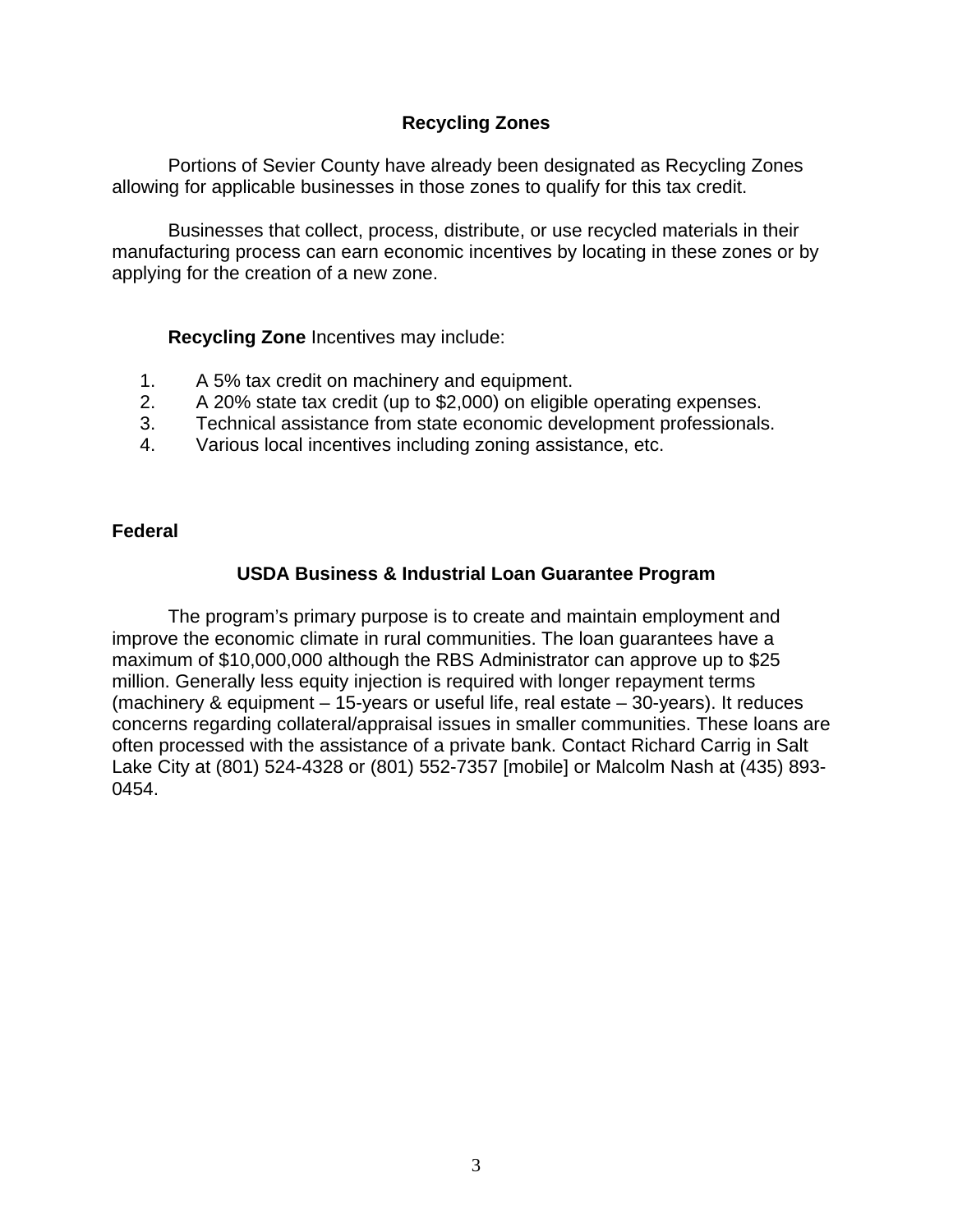### Recycling Zones

Portions of Sevier County have already been designated as Recycling Zones allowing for applicable businesses in those zones to qualify for this tax credit.

Businesses that collect, process, distribute, or use recycled materials in their manufacturing process can earn economic incentives by locating in these zones or by applying for the creation of a new zone.

**Recycling Zone** Incentives may include:

1. A 5% tax credit on machinery and equipment.
2. A 20% state tax credit (up to $2,000) on eligible operating expenses.
3. Technical assistance from state economic development professionals.
4. Various local incentives including zoning assistance, etc.

## Federal

### USDA Business & Industrial Loan Guarantee Program

The program's primary purpose is to create and maintain employment and improve the economic climate in rural communities. The loan guarantees have a maximum of $10,000,000 although the RBS Administrator can approve up to $25 million. Generally less equity injection is required with longer repayment terms (machinery & equipment – 15-years or useful life, real estate – 30-years). It reduces concerns regarding collateral/appraisal issues in smaller communities. These loans are often processed with the assistance of a private bank. Contact Richard Carrig in Salt Lake City at (801) 524-4328 or (801) 552-7357 [mobile] or Malcolm Nash at (435) 893-0454.